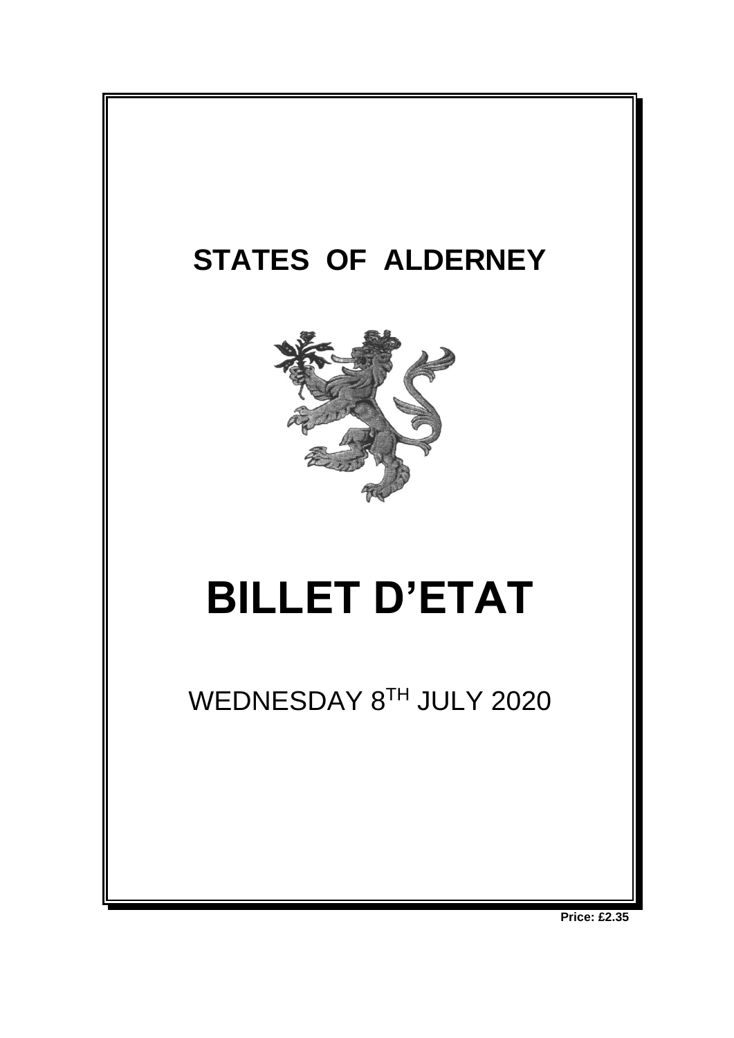# STATES OF ALDERNEY

# BILLET D'ETAT

WEDNESDAY 8[TH] JULY 2020

**Price: £2.35**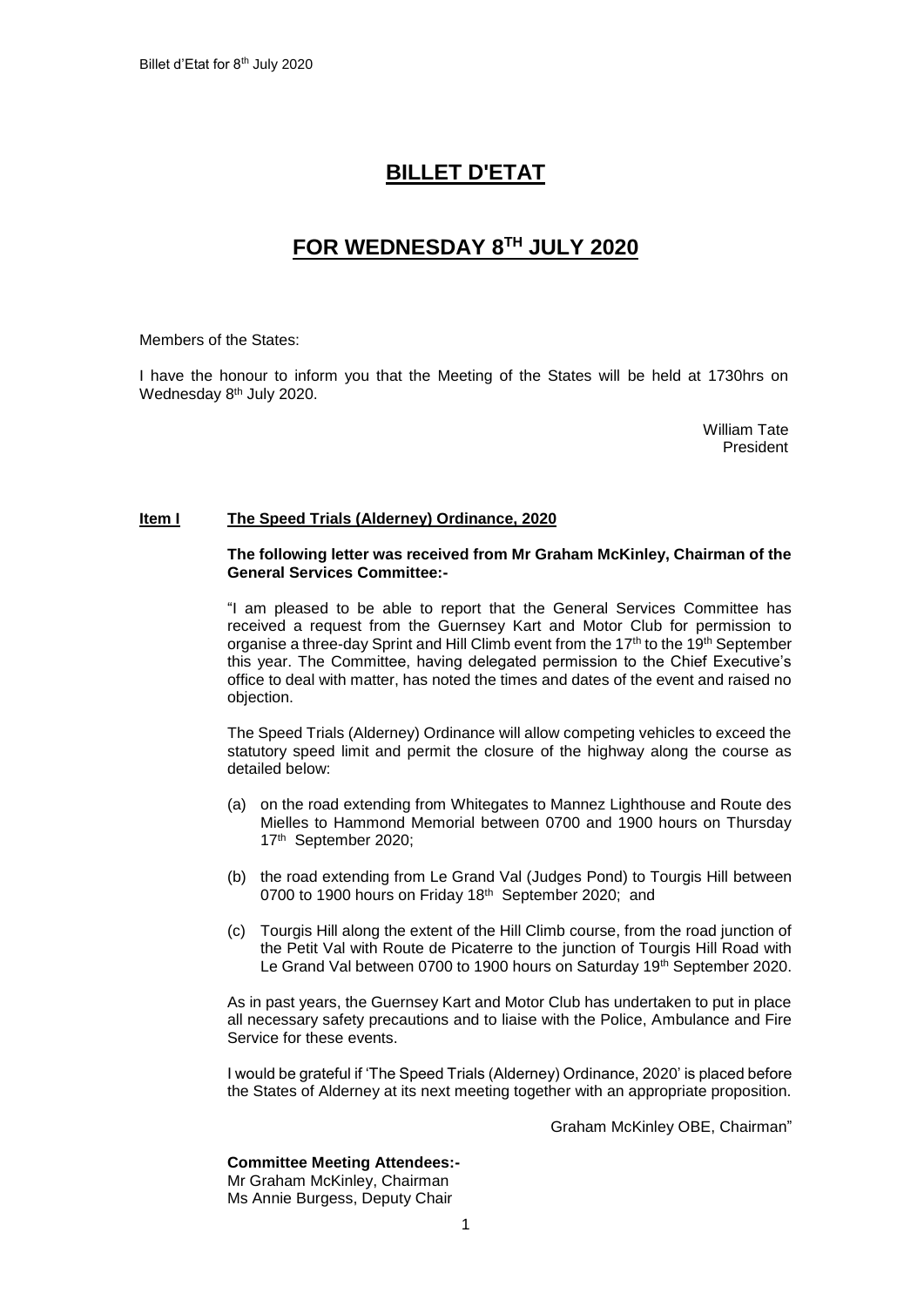# BILLET D'ETAT

## FOR WEDNESDAY 8TH JULY 2020

Members of the States:

I have the honour to inform you that the Meeting of the States will be held at 1730hrs on Wednesday 8th July 2020.

William Tate
President

**Item I The Speed Trials (Alderney) Ordinance, 2020**

**The following letter was received from Mr Graham McKinley, Chairman of the General Services Committee:-**

"I am pleased to be able to report that the General Services Committee has received a request from the Guernsey Kart and Motor Club for permission to organise a three-day Sprint and Hill Climb event from the 17th to the 19th September this year. The Committee, having delegated permission to the Chief Executive's office to deal with matter, has noted the times and dates of the event and raised no objection.

The Speed Trials (Alderney) Ordinance will allow competing vehicles to exceed the statutory speed limit and permit the closure of the highway along the course as detailed below:

(a) on the road extending from Whitegates to Mannez Lighthouse and Route des Mielles to Hammond Memorial between 0700 and 1900 hours on Thursday 17th September 2020;

(b) the road extending from Le Grand Val (Judges Pond) to Tourgis Hill between 0700 to 1900 hours on Friday 18th September 2020; and

(c) Tourgis Hill along the extent of the Hill Climb course, from the road junction of the Petit Val with Route de Picaterre to the junction of Tourgis Hill Road with Le Grand Val between 0700 to 1900 hours on Saturday 19th September 2020.

As in past years, the Guernsey Kart and Motor Club has undertaken to put in place all necessary safety precautions and to liaise with the Police, Ambulance and Fire Service for these events.

I would be grateful if 'The Speed Trials (Alderney) Ordinance, 2020' is placed before the States of Alderney at its next meeting together with an appropriate proposition.

Graham McKinley OBE, Chairman"

**Committee Meeting Attendees:-**
Mr Graham McKinley, Chairman
Ms Annie Burgess, Deputy Chair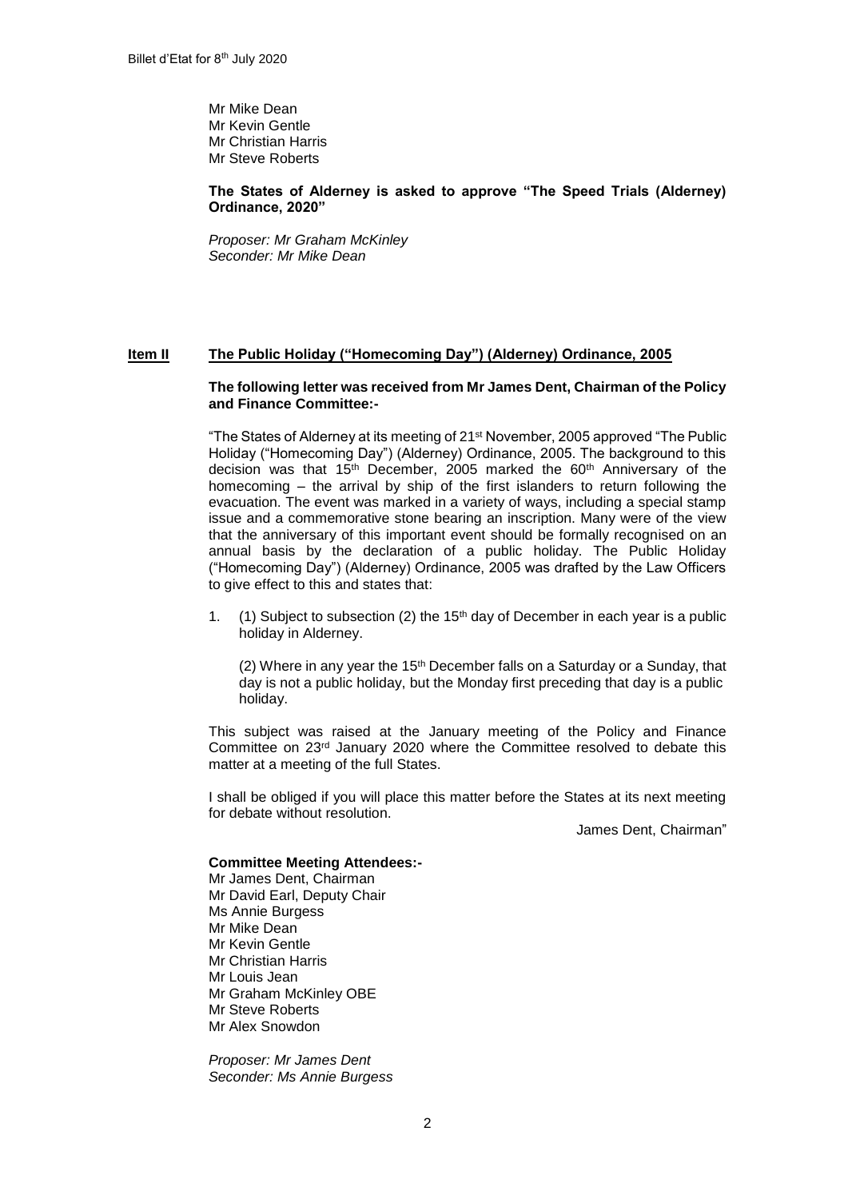Mr Mike Dean
Mr Kevin Gentle
Mr Christian Harris
Mr Steve Roberts

**The States of Alderney is asked to approve "The Speed Trials (Alderney) Ordinance, 2020"**

*Proposer: Mr Graham McKinley*
*Seconder: Mr Mike Dean*

## Item II The Public Holiday ("Homecoming Day") (Alderney) Ordinance, 2005

**The following letter was received from Mr James Dent, Chairman of the Policy and Finance Committee:-**

"The States of Alderney at its meeting of 21st November, 2005 approved "The Public Holiday ("Homecoming Day") (Alderney) Ordinance, 2005. The background to this decision was that 15th December, 2005 marked the 60th Anniversary of the homecoming – the arrival by ship of the first islanders to return following the evacuation. The event was marked in a variety of ways, including a special stamp issue and a commemorative stone bearing an inscription. Many were of the view that the anniversary of this important event should be formally recognised on an annual basis by the declaration of a public holiday. The Public Holiday ("Homecoming Day") (Alderney) Ordinance, 2005 was drafted by the Law Officers to give effect to this and states that:

1. (1) Subject to subsection (2) the 15th day of December in each year is a public holiday in Alderney.

   (2) Where in any year the 15th December falls on a Saturday or a Sunday, that day is not a public holiday, but the Monday first preceding that day is a public holiday.

This subject was raised at the January meeting of the Policy and Finance Committee on 23rd January 2020 where the Committee resolved to debate this matter at a meeting of the full States.

I shall be obliged if you will place this matter before the States at its next meeting for debate without resolution.

James Dent, Chairman"

**Committee Meeting Attendees:-**

Mr James Dent, Chairman
Mr David Earl, Deputy Chair
Ms Annie Burgess
Mr Mike Dean
Mr Kevin Gentle
Mr Christian Harris
Mr Louis Jean
Mr Graham McKinley OBE
Mr Steve Roberts
Mr Alex Snowdon

*Proposer: Mr James Dent*
*Seconder: Ms Annie Burgess*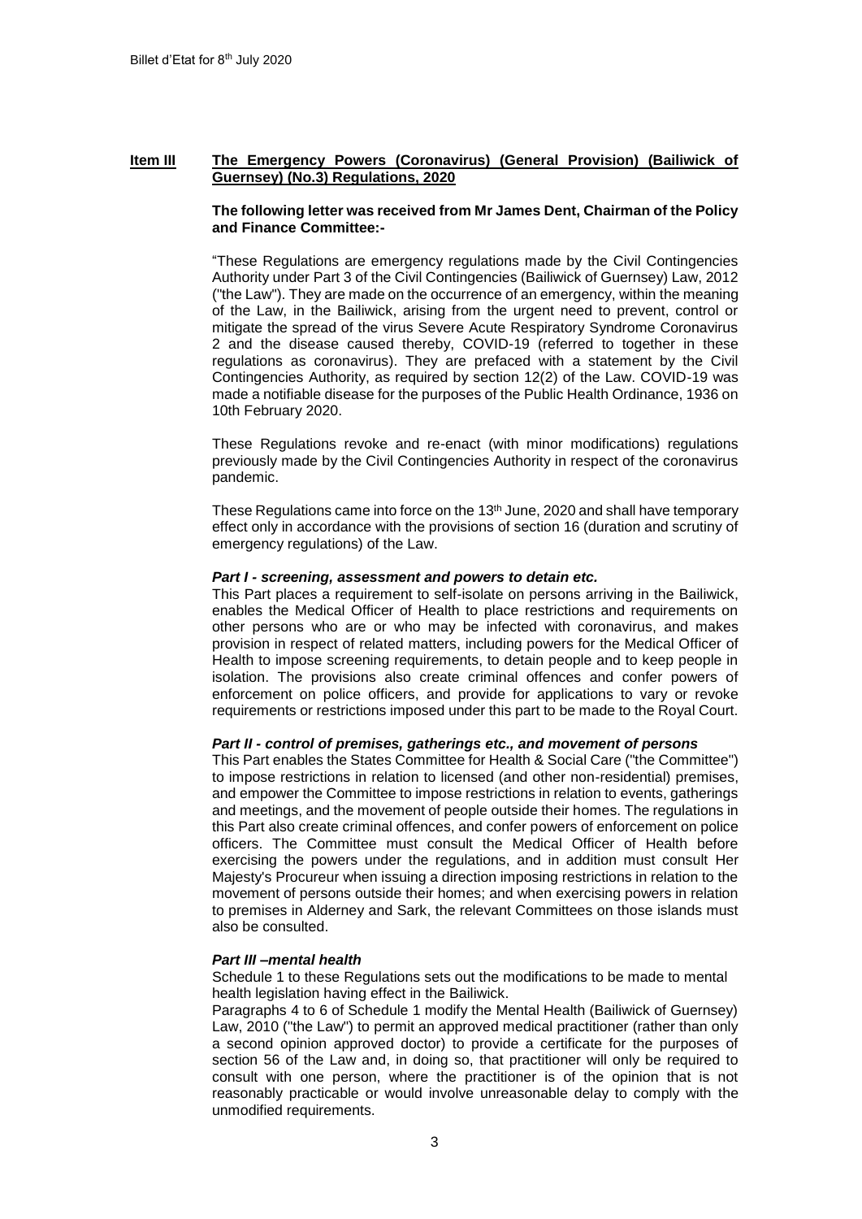**Item III** **The Emergency Powers (Coronavirus) (General Provision) (Bailiwick of Guernsey) (No.3) Regulations, 2020**

**The following letter was received from Mr James Dent, Chairman of the Policy and Finance Committee:-**

"These Regulations are emergency regulations made by the Civil Contingencies Authority under Part 3 of the Civil Contingencies (Bailiwick of Guernsey) Law, 2012 ("the Law"). They are made on the occurrence of an emergency, within the meaning of the Law, in the Bailiwick, arising from the urgent need to prevent, control or mitigate the spread of the virus Severe Acute Respiratory Syndrome Coronavirus 2 and the disease caused thereby, COVID-19 (referred to together in these regulations as coronavirus). They are prefaced with a statement by the Civil Contingencies Authority, as required by section 12(2) of the Law. COVID-19 was made a notifiable disease for the purposes of the Public Health Ordinance, 1936 on 10th February 2020.

These Regulations revoke and re-enact (with minor modifications) regulations previously made by the Civil Contingencies Authority in respect of the coronavirus pandemic.

These Regulations came into force on the 13th June, 2020 and shall have temporary effect only in accordance with the provisions of section 16 (duration and scrutiny of emergency regulations) of the Law.

***Part I - screening, assessment and powers to detain etc.***

This Part places a requirement to self-isolate on persons arriving in the Bailiwick, enables the Medical Officer of Health to place restrictions and requirements on other persons who are or who may be infected with coronavirus, and makes provision in respect of related matters, including powers for the Medical Officer of Health to impose screening requirements, to detain people and to keep people in isolation. The provisions also create criminal offences and confer powers of enforcement on police officers, and provide for applications to vary or revoke requirements or restrictions imposed under this part to be made to the Royal Court.

***Part II - control of premises, gatherings etc., and movement of persons***

This Part enables the States Committee for Health & Social Care ("the Committee") to impose restrictions in relation to licensed (and other non-residential) premises, and empower the Committee to impose restrictions in relation to events, gatherings and meetings, and the movement of people outside their homes. The regulations in this Part also create criminal offences, and confer powers of enforcement on police officers. The Committee must consult the Medical Officer of Health before exercising the powers under the regulations, and in addition must consult Her Majesty's Procureur when issuing a direction imposing restrictions in relation to the movement of persons outside their homes; and when exercising powers in relation to premises in Alderney and Sark, the relevant Committees on those islands must also be consulted.

***Part III –mental health***

Schedule 1 to these Regulations sets out the modifications to be made to mental health legislation having effect in the Bailiwick.

Paragraphs 4 to 6 of Schedule 1 modify the Mental Health (Bailiwick of Guernsey) Law, 2010 ("the Law") to permit an approved medical practitioner (rather than only a second opinion approved doctor) to provide a certificate for the purposes of section 56 of the Law and, in doing so, that practitioner will only be required to consult with one person, where the practitioner is of the opinion that is not reasonably practicable or would involve unreasonable delay to comply with the unmodified requirements.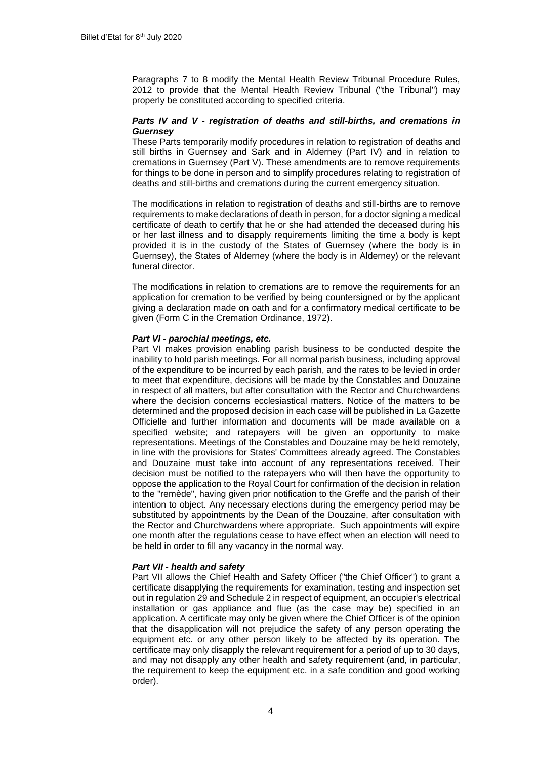Paragraphs 7 to 8 modify the Mental Health Review Tribunal Procedure Rules, 2012 to provide that the Mental Health Review Tribunal ("the Tribunal") may properly be constituted according to specified criteria.

***Parts IV and V - registration of deaths and still-births, and cremations in Guernsey***

These Parts temporarily modify procedures in relation to registration of deaths and still births in Guernsey and Sark and in Alderney (Part IV) and in relation to cremations in Guernsey (Part V). These amendments are to remove requirements for things to be done in person and to simplify procedures relating to registration of deaths and still-births and cremations during the current emergency situation.

The modifications in relation to registration of deaths and still-births are to remove requirements to make declarations of death in person, for a doctor signing a medical certificate of death to certify that he or she had attended the deceased during his or her last illness and to disapply requirements limiting the time a body is kept provided it is in the custody of the States of Guernsey (where the body is in Guernsey), the States of Alderney (where the body is in Alderney) or the relevant funeral director.

The modifications in relation to cremations are to remove the requirements for an application for cremation to be verified by being countersigned or by the applicant giving a declaration made on oath and for a confirmatory medical certificate to be given (Form C in the Cremation Ordinance, 1972).

***Part VI - parochial meetings, etc.***

Part VI makes provision enabling parish business to be conducted despite the inability to hold parish meetings. For all normal parish business, including approval of the expenditure to be incurred by each parish, and the rates to be levied in order to meet that expenditure, decisions will be made by the Constables and Douzaine in respect of all matters, but after consultation with the Rector and Churchwardens where the decision concerns ecclesiastical matters. Notice of the matters to be determined and the proposed decision in each case will be published in La Gazette Officielle and further information and documents will be made available on a specified website; and ratepayers will be given an opportunity to make representations. Meetings of the Constables and Douzaine may be held remotely, in line with the provisions for States' Committees already agreed. The Constables and Douzaine must take into account of any representations received. Their decision must be notified to the ratepayers who will then have the opportunity to oppose the application to the Royal Court for confirmation of the decision in relation to the "remède", having given prior notification to the Greffe and the parish of their intention to object. Any necessary elections during the emergency period may be substituted by appointments by the Dean of the Douzaine, after consultation with the Rector and Churchwardens where appropriate. Such appointments will expire one month after the regulations cease to have effect when an election will need to be held in order to fill any vacancy in the normal way.

***Part VII - health and safety***

Part VII allows the Chief Health and Safety Officer ("the Chief Officer") to grant a certificate disapplying the requirements for examination, testing and inspection set out in regulation 29 and Schedule 2 in respect of equipment, an occupier's electrical installation or gas appliance and flue (as the case may be) specified in an application. A certificate may only be given where the Chief Officer is of the opinion that the disapplication will not prejudice the safety of any person operating the equipment etc. or any other person likely to be affected by its operation. The certificate may only disapply the relevant requirement for a period of up to 30 days, and may not disapply any other health and safety requirement (and, in particular, the requirement to keep the equipment etc. in a safe condition and good working order).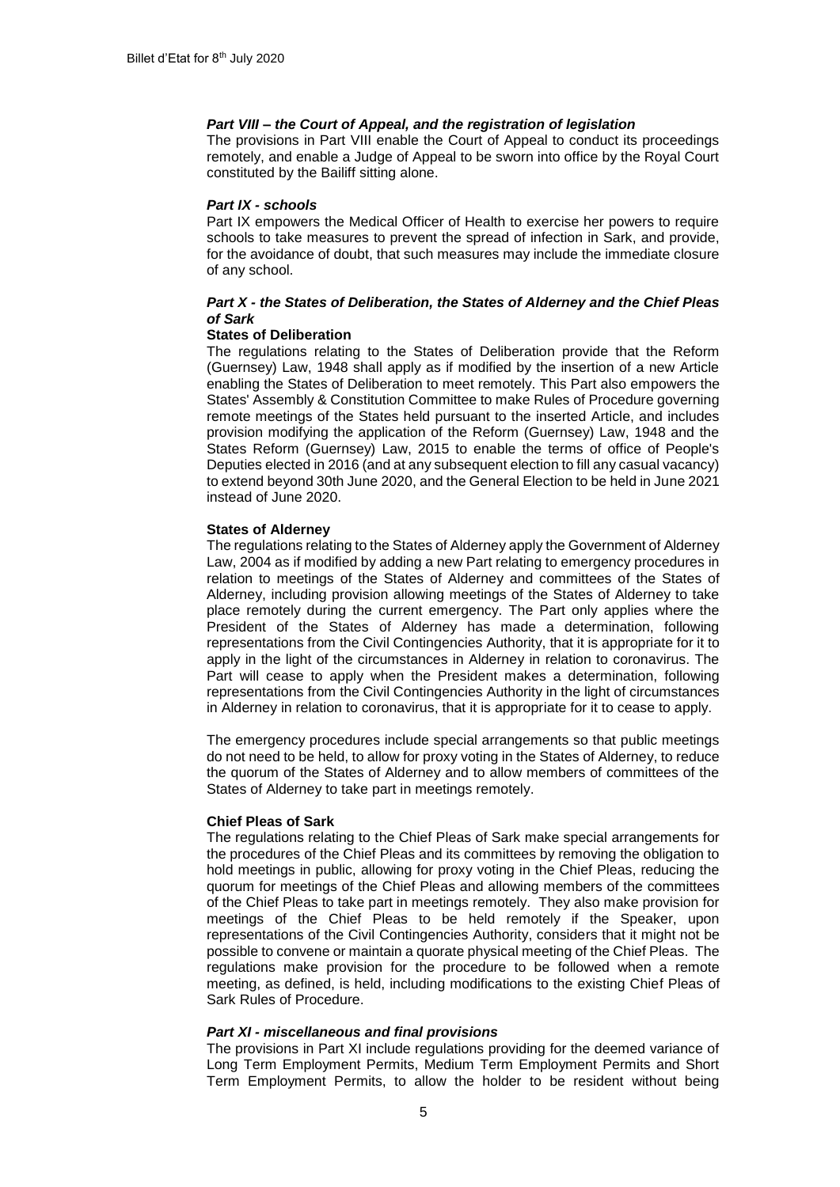***Part VIII – the Court of Appeal, and the registration of legislation***

The provisions in Part VIII enable the Court of Appeal to conduct its proceedings remotely, and enable a Judge of Appeal to be sworn into office by the Royal Court constituted by the Bailiff sitting alone.

***Part IX - schools***

Part IX empowers the Medical Officer of Health to exercise her powers to require schools to take measures to prevent the spread of infection in Sark, and provide, for the avoidance of doubt, that such measures may include the immediate closure of any school.

***Part X - the States of Deliberation, the States of Alderney and the Chief Pleas of Sark***

**States of Deliberation**

The regulations relating to the States of Deliberation provide that the Reform (Guernsey) Law, 1948 shall apply as if modified by the insertion of a new Article enabling the States of Deliberation to meet remotely. This Part also empowers the States' Assembly & Constitution Committee to make Rules of Procedure governing remote meetings of the States held pursuant to the inserted Article, and includes provision modifying the application of the Reform (Guernsey) Law, 1948 and the States Reform (Guernsey) Law, 2015 to enable the terms of office of People's Deputies elected in 2016 (and at any subsequent election to fill any casual vacancy) to extend beyond 30th June 2020, and the General Election to be held in June 2021 instead of June 2020.

**States of Alderney**

The regulations relating to the States of Alderney apply the Government of Alderney Law, 2004 as if modified by adding a new Part relating to emergency procedures in relation to meetings of the States of Alderney and committees of the States of Alderney, including provision allowing meetings of the States of Alderney to take place remotely during the current emergency. The Part only applies where the President of the States of Alderney has made a determination, following representations from the Civil Contingencies Authority, that it is appropriate for it to apply in the light of the circumstances in Alderney in relation to coronavirus. The Part will cease to apply when the President makes a determination, following representations from the Civil Contingencies Authority in the light of circumstances in Alderney in relation to coronavirus, that it is appropriate for it to cease to apply.

The emergency procedures include special arrangements so that public meetings do not need to be held, to allow for proxy voting in the States of Alderney, to reduce the quorum of the States of Alderney and to allow members of committees of the States of Alderney to take part in meetings remotely.

**Chief Pleas of Sark**

The regulations relating to the Chief Pleas of Sark make special arrangements for the procedures of the Chief Pleas and its committees by removing the obligation to hold meetings in public, allowing for proxy voting in the Chief Pleas, reducing the quorum for meetings of the Chief Pleas and allowing members of the committees of the Chief Pleas to take part in meetings remotely. They also make provision for meetings of the Chief Pleas to be held remotely if the Speaker, upon representations of the Civil Contingencies Authority, considers that it might not be possible to convene or maintain a quorate physical meeting of the Chief Pleas. The regulations make provision for the procedure to be followed when a remote meeting, as defined, is held, including modifications to the existing Chief Pleas of Sark Rules of Procedure.

***Part XI - miscellaneous and final provisions***

The provisions in Part XI include regulations providing for the deemed variance of Long Term Employment Permits, Medium Term Employment Permits and Short Term Employment Permits, to allow the holder to be resident without being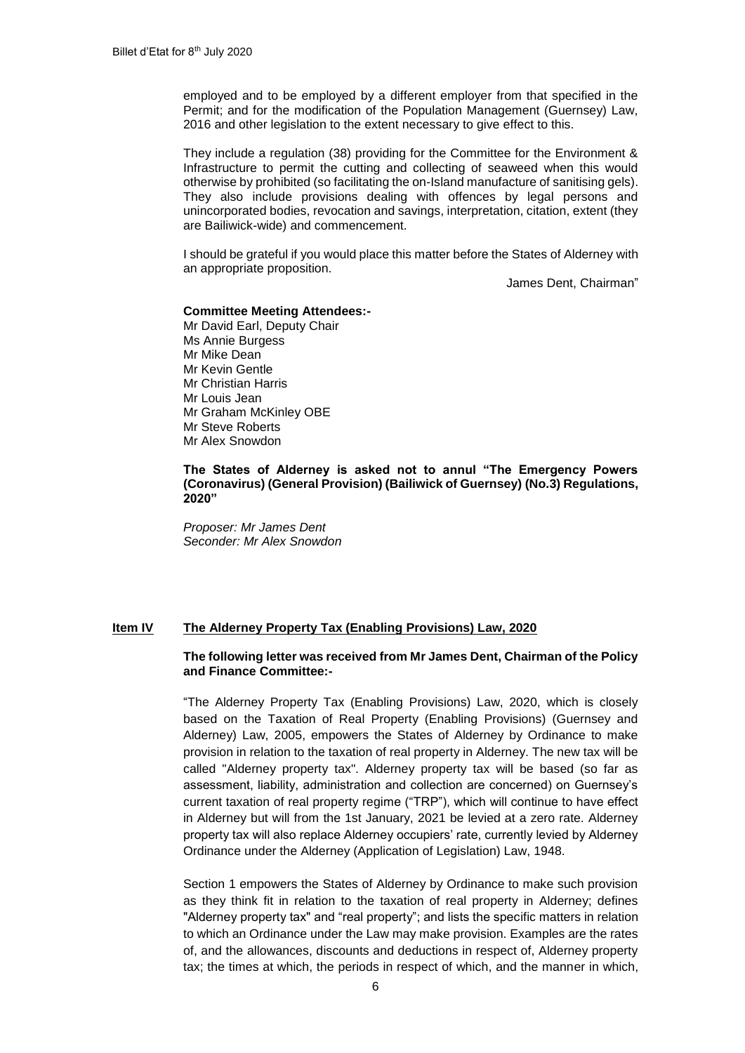employed and to be employed by a different employer from that specified in the Permit; and for the modification of the Population Management (Guernsey) Law, 2016 and other legislation to the extent necessary to give effect to this.

They include a regulation (38) providing for the Committee for the Environment & Infrastructure to permit the cutting and collecting of seaweed when this would otherwise by prohibited (so facilitating the on-Island manufacture of sanitising gels). They also include provisions dealing with offences by legal persons and unincorporated bodies, revocation and savings, interpretation, citation, extent (they are Bailiwick-wide) and commencement.

I should be grateful if you would place this matter before the States of Alderney with an appropriate proposition.

James Dent, Chairman"

**Committee Meeting Attendees:-**
Mr David Earl, Deputy Chair
Ms Annie Burgess
Mr Mike Dean
Mr Kevin Gentle
Mr Christian Harris
Mr Louis Jean
Mr Graham McKinley OBE
Mr Steve Roberts
Mr Alex Snowdon

**The States of Alderney is asked not to annul "The Emergency Powers (Coronavirus) (General Provision) (Bailiwick of Guernsey) (No.3) Regulations, 2020"**

*Proposer: Mr James Dent*
*Seconder: Mr Alex Snowdon*

## Item IV The Alderney Property Tax (Enabling Provisions) Law, 2020

**The following letter was received from Mr James Dent, Chairman of the Policy and Finance Committee:-**

"The Alderney Property Tax (Enabling Provisions) Law, 2020, which is closely based on the Taxation of Real Property (Enabling Provisions) (Guernsey and Alderney) Law, 2005, empowers the States of Alderney by Ordinance to make provision in relation to the taxation of real property in Alderney. The new tax will be called "Alderney property tax". Alderney property tax will be based (so far as assessment, liability, administration and collection are concerned) on Guernsey's current taxation of real property regime ("TRP"), which will continue to have effect in Alderney but will from the 1st January, 2021 be levied at a zero rate. Alderney property tax will also replace Alderney occupiers' rate, currently levied by Alderney Ordinance under the Alderney (Application of Legislation) Law, 1948.

Section 1 empowers the States of Alderney by Ordinance to make such provision as they think fit in relation to the taxation of real property in Alderney; defines "Alderney property tax" and "real property"; and lists the specific matters in relation to which an Ordinance under the Law may make provision. Examples are the rates of, and the allowances, discounts and deductions in respect of, Alderney property tax; the times at which, the periods in respect of which, and the manner in which,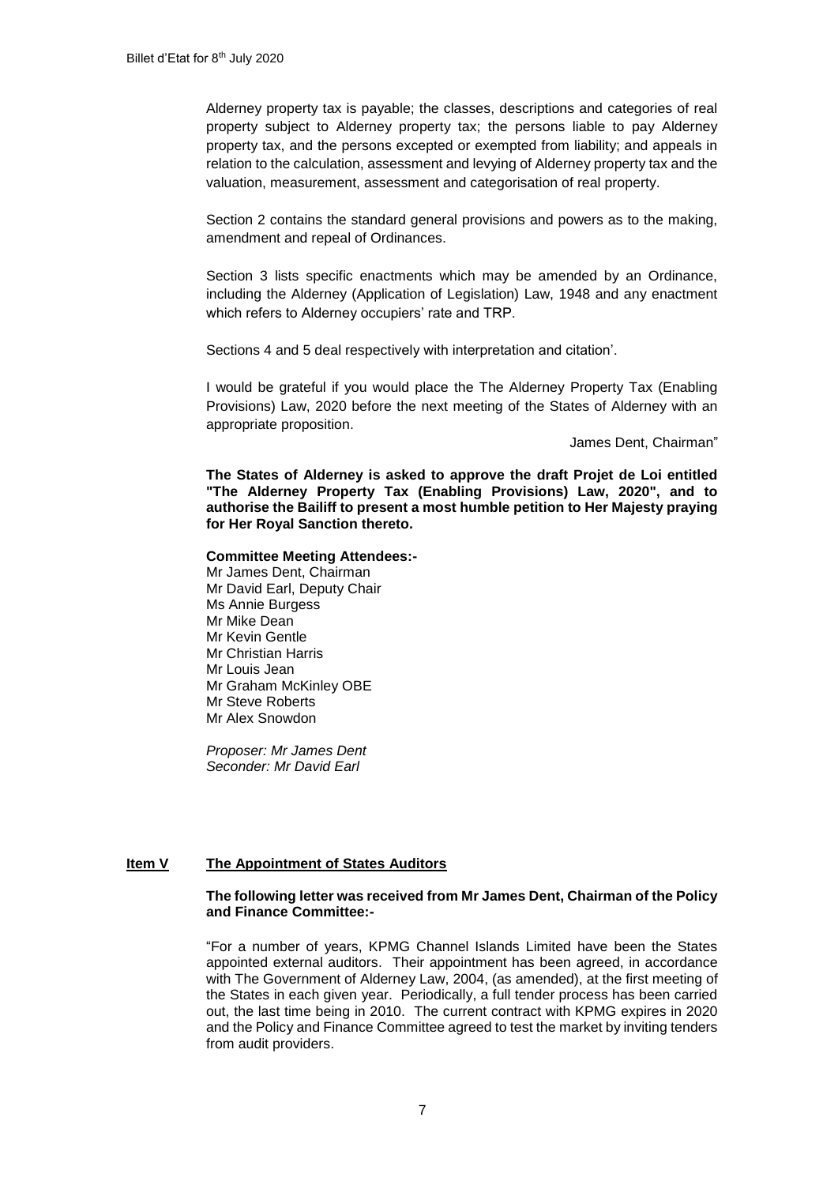Alderney property tax is payable; the classes, descriptions and categories of real property subject to Alderney property tax; the persons liable to pay Alderney property tax, and the persons excepted or exempted from liability; and appeals in relation to the calculation, assessment and levying of Alderney property tax and the valuation, measurement, assessment and categorisation of real property.

Section 2 contains the standard general provisions and powers as to the making, amendment and repeal of Ordinances.

Section 3 lists specific enactments which may be amended by an Ordinance, including the Alderney (Application of Legislation) Law, 1948 and any enactment which refers to Alderney occupiers' rate and TRP.

Sections 4 and 5 deal respectively with interpretation and citation'.

I would be grateful if you would place the The Alderney Property Tax (Enabling Provisions) Law, 2020 before the next meeting of the States of Alderney with an appropriate proposition.

James Dent, Chairman"

**The States of Alderney is asked to approve the draft Projet de Loi entitled "The Alderney Property Tax (Enabling Provisions) Law, 2020", and to authorise the Bailiff to present a most humble petition to Her Majesty praying for Her Royal Sanction thereto.**

**Committee Meeting Attendees:-**
Mr James Dent, Chairman
Mr David Earl, Deputy Chair
Ms Annie Burgess
Mr Mike Dean
Mr Kevin Gentle
Mr Christian Harris
Mr Louis Jean
Mr Graham McKinley OBE
Mr Steve Roberts
Mr Alex Snowdon

*Proposer: Mr James Dent*
*Seconder: Mr David Earl*

## Item V The Appointment of States Auditors

**The following letter was received from Mr James Dent, Chairman of the Policy and Finance Committee:-**

"For a number of years, KPMG Channel Islands Limited have been the States appointed external auditors. Their appointment has been agreed, in accordance with The Government of Alderney Law, 2004, (as amended), at the first meeting of the States in each given year. Periodically, a full tender process has been carried out, the last time being in 2010. The current contract with KPMG expires in 2020 and the Policy and Finance Committee agreed to test the market by inviting tenders from audit providers.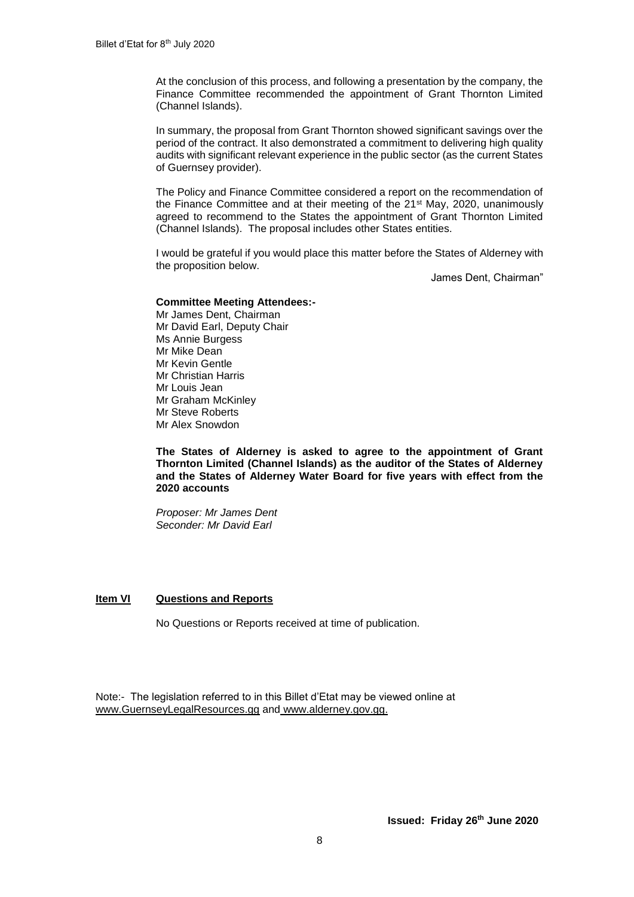At the conclusion of this process, and following a presentation by the company, the Finance Committee recommended the appointment of Grant Thornton Limited (Channel Islands).

In summary, the proposal from Grant Thornton showed significant savings over the period of the contract. It also demonstrated a commitment to delivering high quality audits with significant relevant experience in the public sector (as the current States of Guernsey provider).

The Policy and Finance Committee considered a report on the recommendation of the Finance Committee and at their meeting of the 21st May, 2020, unanimously agreed to recommend to the States the appointment of Grant Thornton Limited (Channel Islands). The proposal includes other States entities.

I would be grateful if you would place this matter before the States of Alderney with the proposition below.

James Dent, Chairman"

**Committee Meeting Attendees:-**
Mr James Dent, Chairman
Mr David Earl, Deputy Chair
Ms Annie Burgess
Mr Mike Dean
Mr Kevin Gentle
Mr Christian Harris
Mr Louis Jean
Mr Graham McKinley
Mr Steve Roberts
Mr Alex Snowdon

**The States of Alderney is asked to agree to the appointment of Grant Thornton Limited (Channel Islands) as the auditor of the States of Alderney and the States of Alderney Water Board for five years with effect from the 2020 accounts**

*Proposer: Mr James Dent*
*Seconder: Mr David Earl*

## Item VI **Questions and Reports**

No Questions or Reports received at time of publication.

Note:- The legislation referred to in this Billet d'Etat may be viewed online at www.GuernseyLegalResources.gg and www.alderney.gov.gg.

**Issued: Friday 26th June 2020**